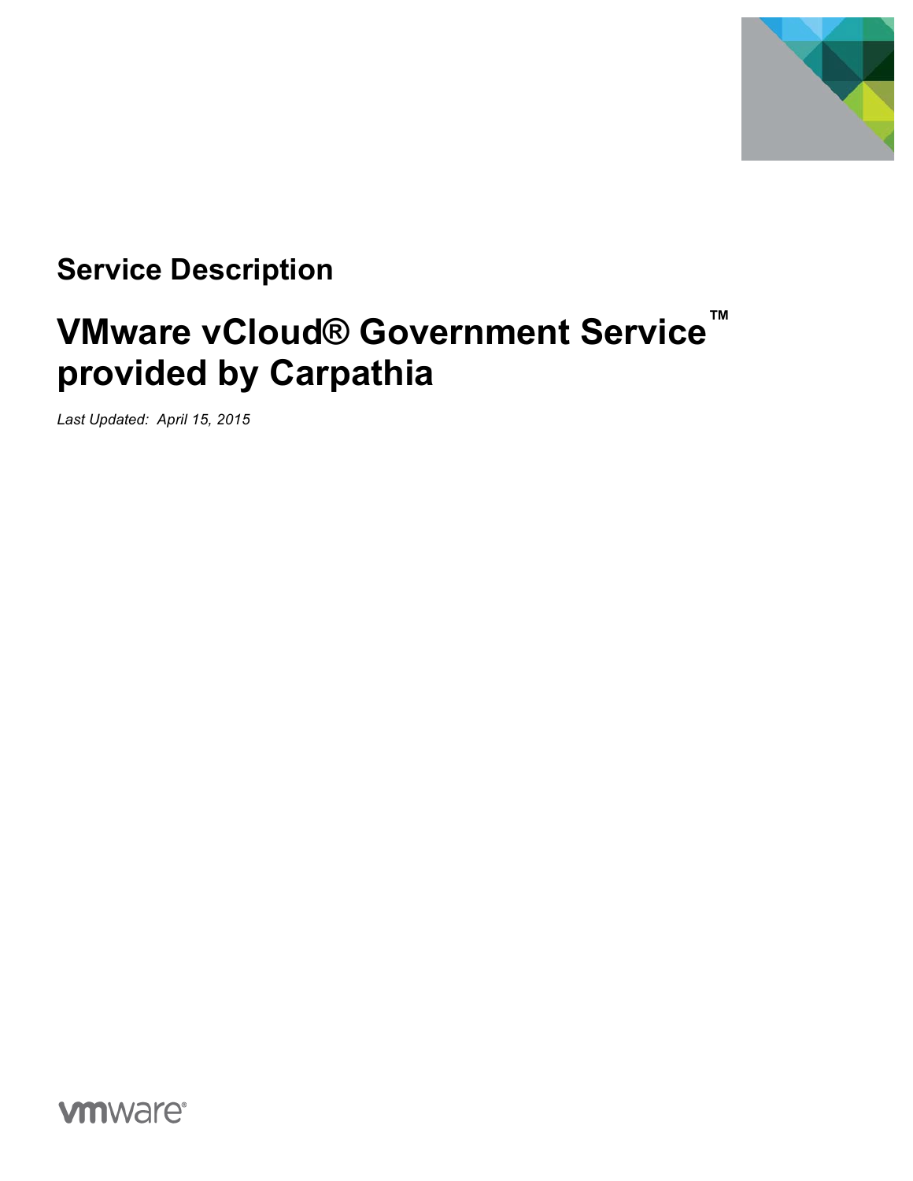## Service Description

# VMware vCloud® Government Service™ provided by Carpathia

*Last Updated: April 15, 2015*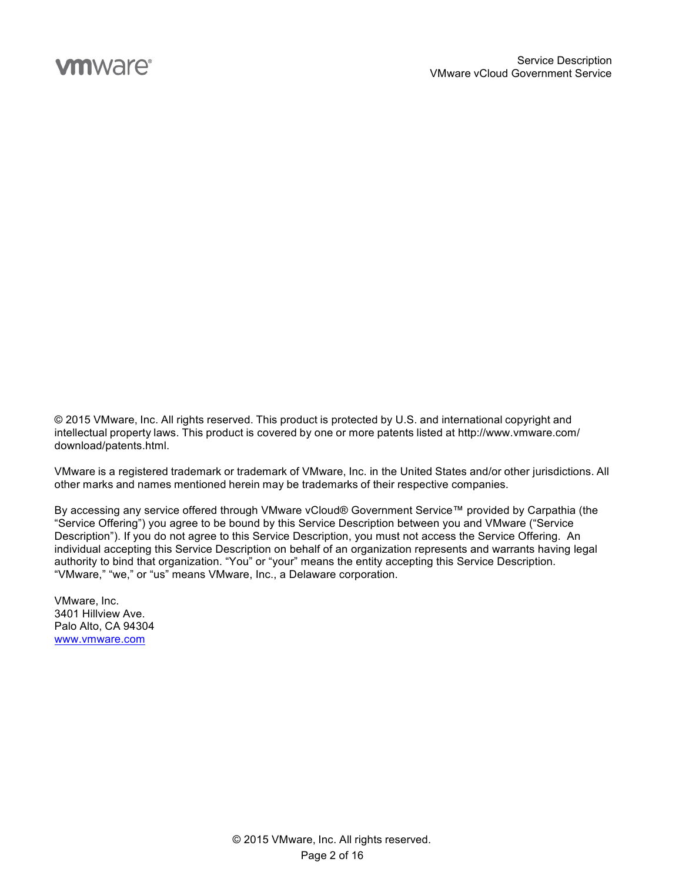© 2015 VMware, Inc. All rights reserved. This product is protected by U.S. and international copyright and intellectual property laws. This product is covered by one or more patents listed at http://www.vmware.com/download/patents.html.

VMware is a registered trademark or trademark of VMware, Inc. in the United States and/or other jurisdictions. All other marks and names mentioned herein may be trademarks of their respective companies.

By accessing any service offered through VMware vCloud® Government Service™ provided by Carpathia (the "Service Offering") you agree to be bound by this Service Description between you and VMware ("Service Description"). If you do not agree to this Service Description, you must not access the Service Offering. An individual accepting this Service Description on behalf of an organization represents and warrants having legal authority to bind that organization. "You" or "your" means the entity accepting this Service Description. "VMware," "we," or "us" means VMware, Inc., a Delaware corporation.

VMware, Inc.
3401 Hillview Ave.
Palo Alto, CA 94304
[www.vmware.com](http://www.vmware.com)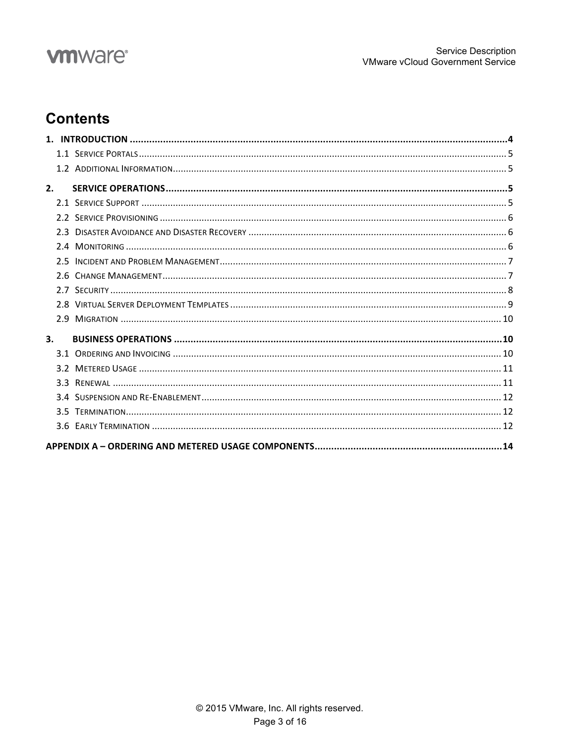# Contents

1. INTRODUCTION ....................................................................................................................... 4
   - 1.1 SERVICE PORTALS ........................................................................................................... 5
   - 1.2 ADDITIONAL INFORMATION ............................................................................................. 5

2. SERVICE OPERATIONS ........................................................................................................... 5
   - 2.1 SERVICE SUPPORT .......................................................................................................... 5
   - 2.2 SERVICE PROVISIONING .................................................................................................. 6
   - 2.3 DISASTER AVOIDANCE AND DISASTER RECOVERY ................................................................. 6
   - 2.4 MONITORING .................................................................................................................. 6
   - 2.5 INCIDENT AND PROBLEM MANAGEMENT ............................................................................ 7
   - 2.6 CHANGE MANAGEMENT .................................................................................................. 7
   - 2.7 SECURITY ....................................................................................................................... 8
   - 2.8 VIRTUAL SERVER DEPLOYMENT TEMPLATES ....................................................................... 9
   - 2.9 MIGRATION .................................................................................................................. 10

3. BUSINESS OPERATIONS ......................................................................................................... 10
   - 3.1 ORDERING AND INVOICING ............................................................................................. 10
   - 3.2 METERED USAGE ........................................................................................................... 11
   - 3.3 RENEWAL ..................................................................................................................... 11
   - 3.4 SUSPENSION AND RE-ENABLEMENT ................................................................................. 12
   - 3.5 TERMINATION ............................................................................................................... 12
   - 3.6 EARLY TERMINATION ..................................................................................................... 12

APPENDIX A – ORDERING AND METERED USAGE COMPONENTS ................................................... 14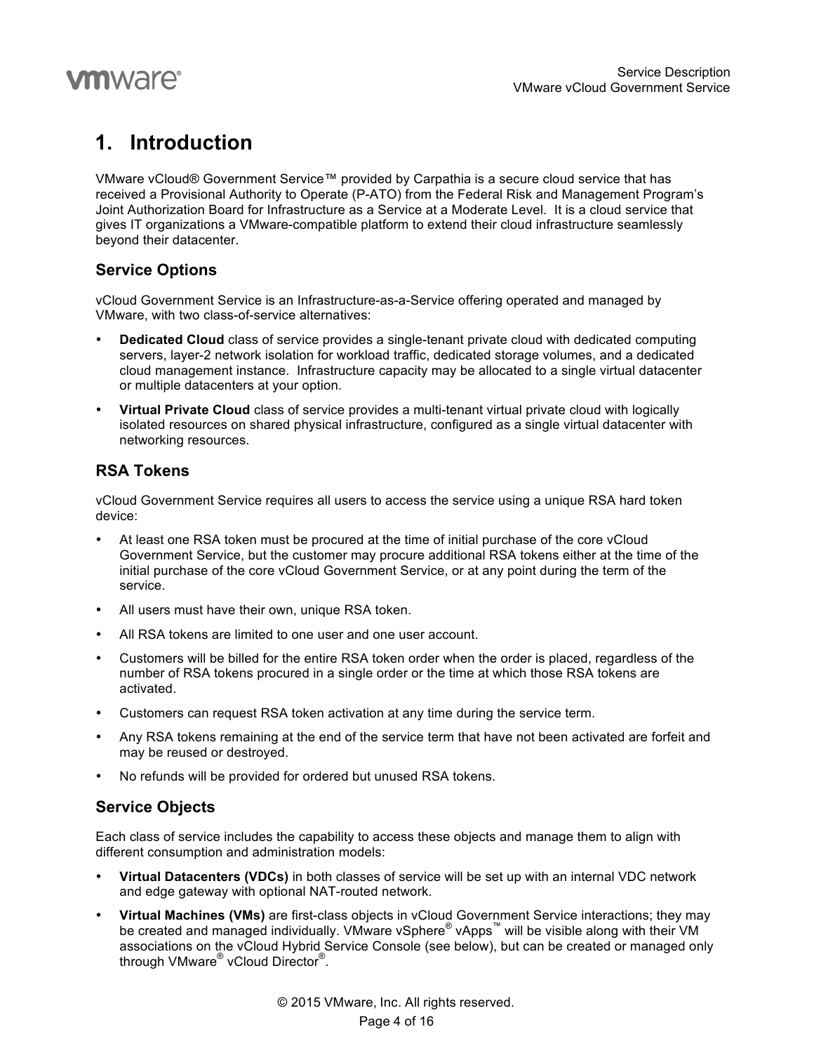# 1. Introduction

VMware vCloud® Government Service™ provided by Carpathia is a secure cloud service that has received a Provisional Authority to Operate (P-ATO) from the Federal Risk and Management Program's Joint Authorization Board for Infrastructure as a Service at a Moderate Level. It is a cloud service that gives IT organizations a VMware-compatible platform to extend their cloud infrastructure seamlessly beyond their datacenter.

## Service Options

vCloud Government Service is an Infrastructure-as-a-Service offering operated and managed by VMware, with two class-of-service alternatives:

- **Dedicated Cloud** class of service provides a single-tenant private cloud with dedicated computing servers, layer-2 network isolation for workload traffic, dedicated storage volumes, and a dedicated cloud management instance. Infrastructure capacity may be allocated to a single virtual datacenter or multiple datacenters at your option.
- **Virtual Private Cloud** class of service provides a multi-tenant virtual private cloud with logically isolated resources on shared physical infrastructure, configured as a single virtual datacenter with networking resources.

## RSA Tokens

vCloud Government Service requires all users to access the service using a unique RSA hard token device:

- At least one RSA token must be procured at the time of initial purchase of the core vCloud Government Service, but the customer may procure additional RSA tokens either at the time of the initial purchase of the core vCloud Government Service, or at any point during the term of the service.
- All users must have their own, unique RSA token.
- All RSA tokens are limited to one user and one user account.
- Customers will be billed for the entire RSA token order when the order is placed, regardless of the number of RSA tokens procured in a single order or the time at which those RSA tokens are activated.
- Customers can request RSA token activation at any time during the service term.
- Any RSA tokens remaining at the end of the service term that have not been activated are forfeit and may be reused or destroyed.
- No refunds will be provided for ordered but unused RSA tokens.

## Service Objects

Each class of service includes the capability to access these objects and manage them to align with different consumption and administration models:

- **Virtual Datacenters (VDCs)** in both classes of service will be set up with an internal VDC network and edge gateway with optional NAT-routed network.
- **Virtual Machines (VMs)** are first-class objects in vCloud Government Service interactions; they may be created and managed individually. VMware vSphere® vApps™ will be visible along with their VM associations on the vCloud Hybrid Service Console (see below), but can be created or managed only through VMware® vCloud Director®.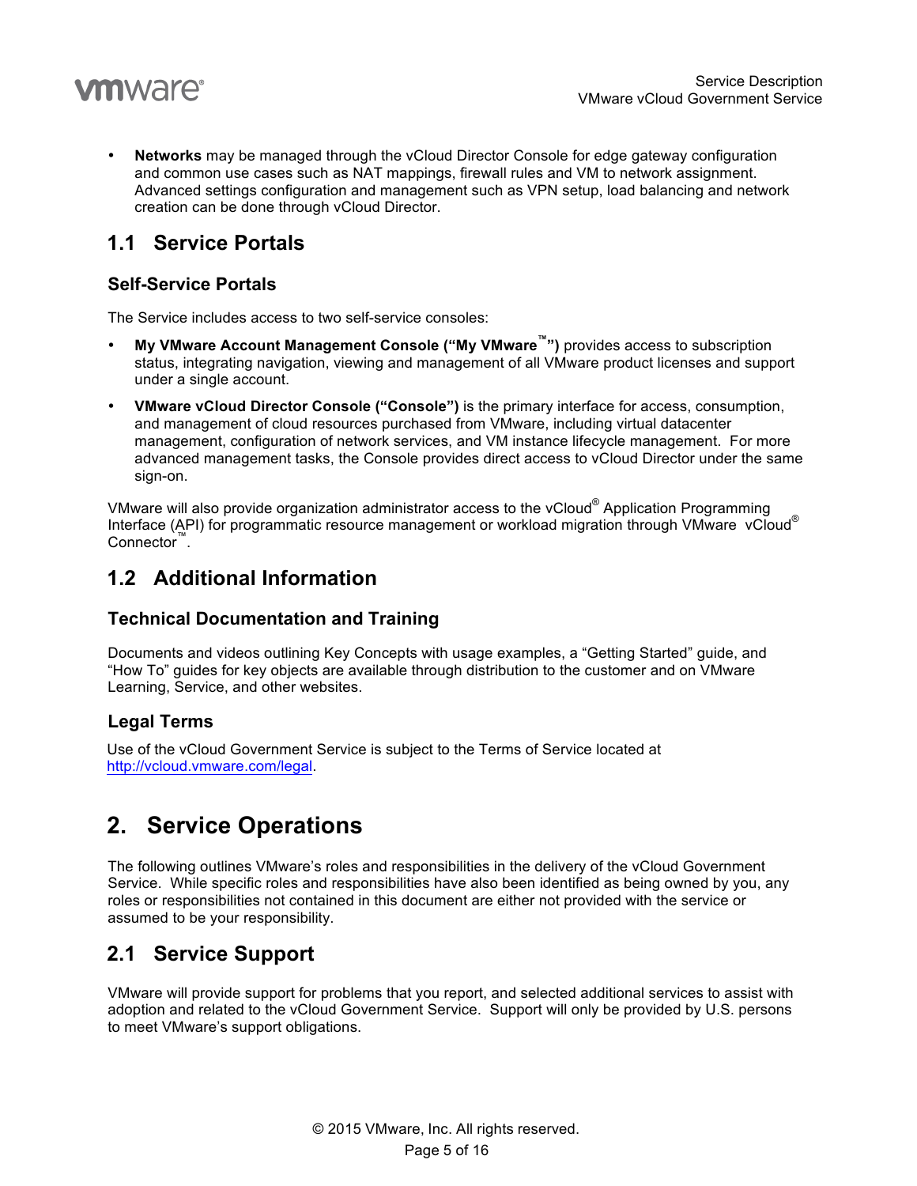- **Networks** may be managed through the vCloud Director Console for edge gateway configuration and common use cases such as NAT mappings, firewall rules and VM to network assignment. Advanced settings configuration and management such as VPN setup, load balancing and network creation can be done through vCloud Director.

## 1.1 Service Portals

### Self-Service Portals

The Service includes access to two self-service consoles:

- **My VMware Account Management Console ("My VMware™")** provides access to subscription status, integrating navigation, viewing and management of all VMware product licenses and support under a single account.
- **VMware vCloud Director Console ("Console")** is the primary interface for access, consumption, and management of cloud resources purchased from VMware, including virtual datacenter management, configuration of network services, and VM instance lifecycle management. For more advanced management tasks, the Console provides direct access to vCloud Director under the same sign-on.

VMware will also provide organization administrator access to the vCloud® Application Programming Interface (API) for programmatic resource management or workload migration through VMware vCloud® Connector™.

## 1.2 Additional Information

### Technical Documentation and Training

Documents and videos outlining Key Concepts with usage examples, a "Getting Started" guide, and "How To" guides for key objects are available through distribution to the customer and on VMware Learning, Service, and other websites.

### Legal Terms

Use of the vCloud Government Service is subject to the Terms of Service located at http://vcloud.vmware.com/legal.

# 2. Service Operations

The following outlines VMware's roles and responsibilities in the delivery of the vCloud Government Service. While specific roles and responsibilities have also been identified as being owned by you, any roles or responsibilities not contained in this document are either not provided with the service or assumed to be your responsibility.

## 2.1 Service Support

VMware will provide support for problems that you report, and selected additional services to assist with adoption and related to the vCloud Government Service. Support will only be provided by U.S. persons to meet VMware's support obligations.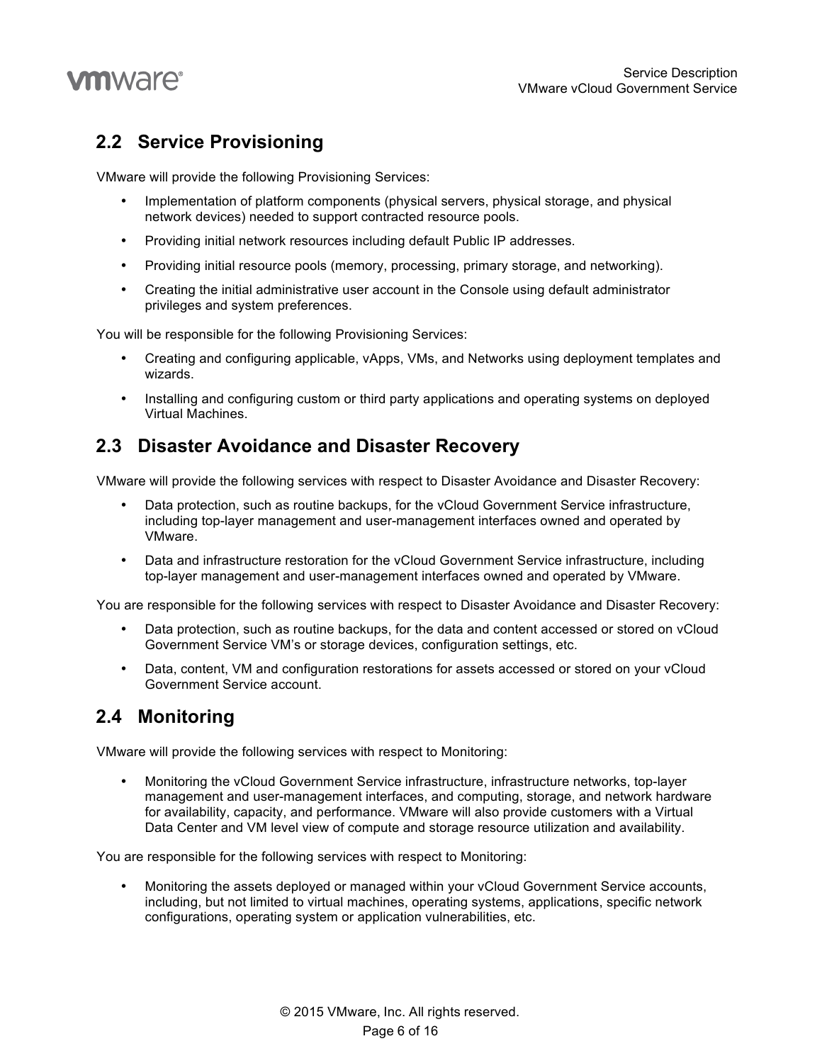## 2.2 Service Provisioning

VMware will provide the following Provisioning Services:

- Implementation of platform components (physical servers, physical storage, and physical network devices) needed to support contracted resource pools.
- Providing initial network resources including default Public IP addresses.
- Providing initial resource pools (memory, processing, primary storage, and networking).
- Creating the initial administrative user account in the Console using default administrator privileges and system preferences.

You will be responsible for the following Provisioning Services:

- Creating and configuring applicable, vApps, VMs, and Networks using deployment templates and wizards.
- Installing and configuring custom or third party applications and operating systems on deployed Virtual Machines.

## 2.3 Disaster Avoidance and Disaster Recovery

VMware will provide the following services with respect to Disaster Avoidance and Disaster Recovery:

- Data protection, such as routine backups, for the vCloud Government Service infrastructure, including top-layer management and user-management interfaces owned and operated by VMware.
- Data and infrastructure restoration for the vCloud Government Service infrastructure, including top-layer management and user-management interfaces owned and operated by VMware.

You are responsible for the following services with respect to Disaster Avoidance and Disaster Recovery:

- Data protection, such as routine backups, for the data and content accessed or stored on vCloud Government Service VM's or storage devices, configuration settings, etc.
- Data, content, VM and configuration restorations for assets accessed or stored on your vCloud Government Service account.

## 2.4 Monitoring

VMware will provide the following services with respect to Monitoring:

- Monitoring the vCloud Government Service infrastructure, infrastructure networks, top-layer management and user-management interfaces, and computing, storage, and network hardware for availability, capacity, and performance. VMware will also provide customers with a Virtual Data Center and VM level view of compute and storage resource utilization and availability.

You are responsible for the following services with respect to Monitoring:

- Monitoring the assets deployed or managed within your vCloud Government Service accounts, including, but not limited to virtual machines, operating systems, applications, specific network configurations, operating system or application vulnerabilities, etc.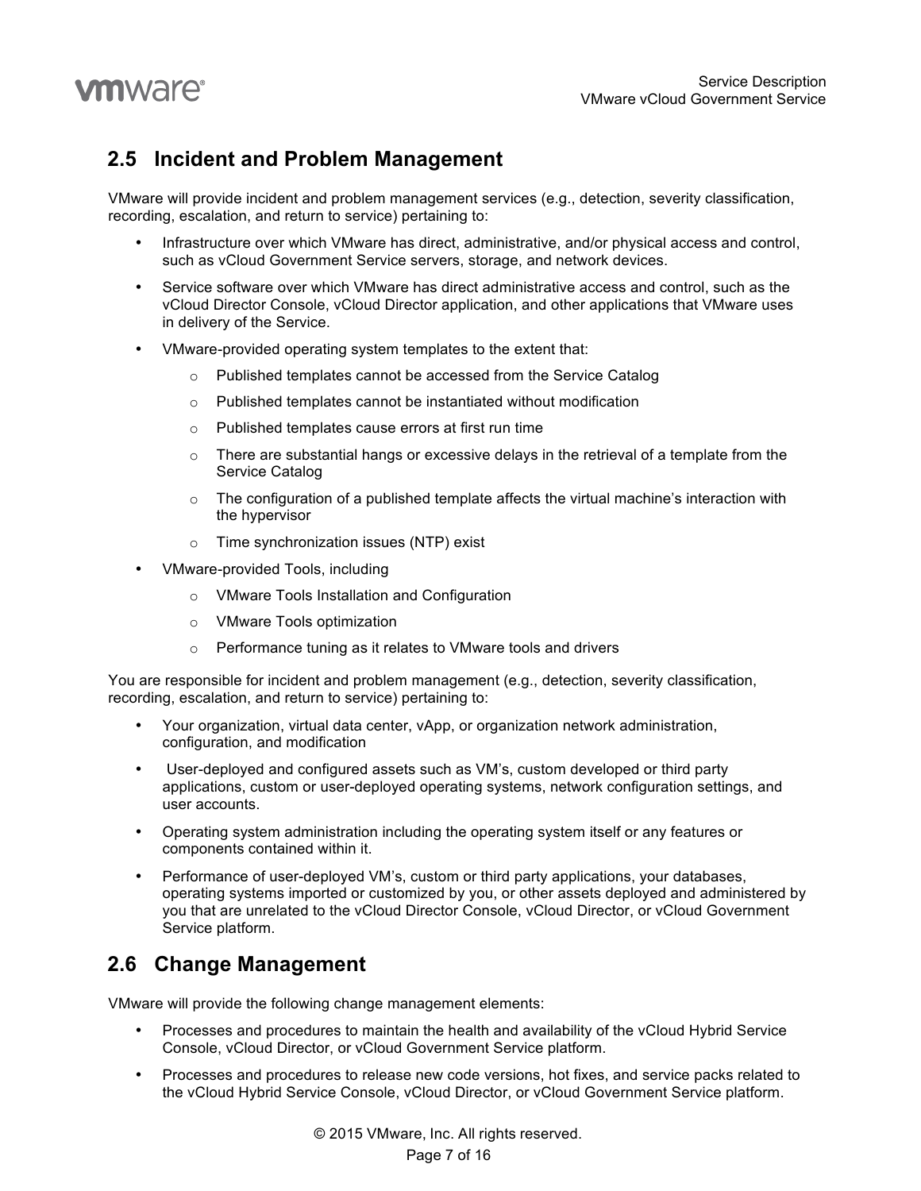## 2.5 Incident and Problem Management

VMware will provide incident and problem management services (e.g., detection, severity classification, recording, escalation, and return to service) pertaining to:

- Infrastructure over which VMware has direct, administrative, and/or physical access and control, such as vCloud Government Service servers, storage, and network devices.
- Service software over which VMware has direct administrative access and control, such as the vCloud Director Console, vCloud Director application, and other applications that VMware uses in delivery of the Service.
- VMware-provided operating system templates to the extent that:
  - Published templates cannot be accessed from the Service Catalog
  - Published templates cannot be instantiated without modification
  - Published templates cause errors at first run time
  - There are substantial hangs or excessive delays in the retrieval of a template from the Service Catalog
  - The configuration of a published template affects the virtual machine's interaction with the hypervisor
  - Time synchronization issues (NTP) exist
- VMware-provided Tools, including
  - VMware Tools Installation and Configuration
  - VMware Tools optimization
  - Performance tuning as it relates to VMware tools and drivers

You are responsible for incident and problem management (e.g., detection, severity classification, recording, escalation, and return to service) pertaining to:

- Your organization, virtual data center, vApp, or organization network administration, configuration, and modification
- User-deployed and configured assets such as VM's, custom developed or third party applications, custom or user-deployed operating systems, network configuration settings, and user accounts.
- Operating system administration including the operating system itself or any features or components contained within it.
- Performance of user-deployed VM's, custom or third party applications, your databases, operating systems imported or customized by you, or other assets deployed and administered by you that are unrelated to the vCloud Director Console, vCloud Director, or vCloud Government Service platform.

## 2.6 Change Management

VMware will provide the following change management elements:

- Processes and procedures to maintain the health and availability of the vCloud Hybrid Service Console, vCloud Director, or vCloud Government Service platform.
- Processes and procedures to release new code versions, hot fixes, and service packs related to the vCloud Hybrid Service Console, vCloud Director, or vCloud Government Service platform.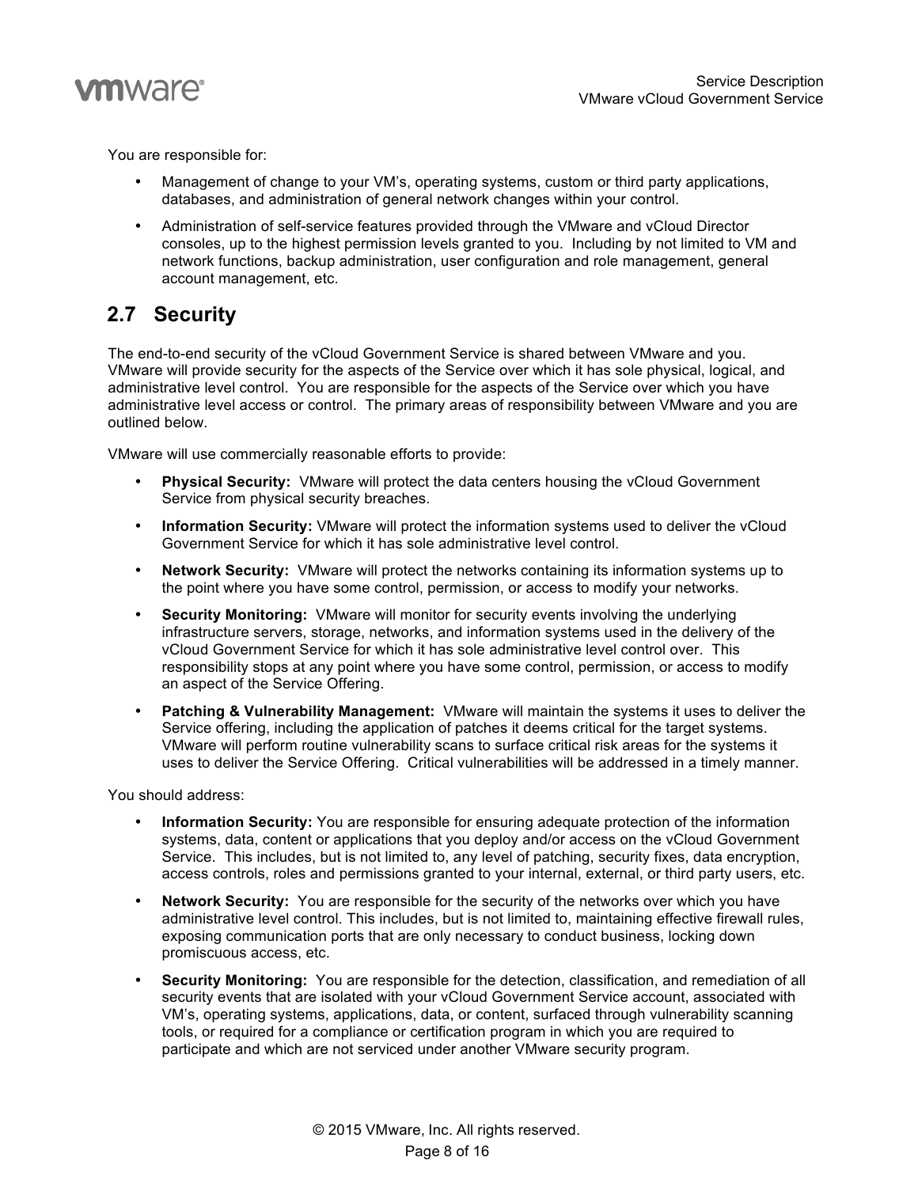You are responsible for:

- Management of change to your VM's, operating systems, custom or third party applications, databases, and administration of general network changes within your control.
- Administration of self-service features provided through the VMware and vCloud Director consoles, up to the highest permission levels granted to you. Including by not limited to VM and network functions, backup administration, user configuration and role management, general account management, etc.

## 2.7 Security

The end-to-end security of the vCloud Government Service is shared between VMware and you. VMware will provide security for the aspects of the Service over which it has sole physical, logical, and administrative level control. You are responsible for the aspects of the Service over which you have administrative level access or control. The primary areas of responsibility between VMware and you are outlined below.

VMware will use commercially reasonable efforts to provide:

- **Physical Security:** VMware will protect the data centers housing the vCloud Government Service from physical security breaches.
- **Information Security:** VMware will protect the information systems used to deliver the vCloud Government Service for which it has sole administrative level control.
- **Network Security:** VMware will protect the networks containing its information systems up to the point where you have some control, permission, or access to modify your networks.
- **Security Monitoring:** VMware will monitor for security events involving the underlying infrastructure servers, storage, networks, and information systems used in the delivery of the vCloud Government Service for which it has sole administrative level control over. This responsibility stops at any point where you have some control, permission, or access to modify an aspect of the Service Offering.
- **Patching & Vulnerability Management:** VMware will maintain the systems it uses to deliver the Service offering, including the application of patches it deems critical for the target systems. VMware will perform routine vulnerability scans to surface critical risk areas for the systems it uses to deliver the Service Offering. Critical vulnerabilities will be addressed in a timely manner.

You should address:

- **Information Security:** You are responsible for ensuring adequate protection of the information systems, data, content or applications that you deploy and/or access on the vCloud Government Service. This includes, but is not limited to, any level of patching, security fixes, data encryption, access controls, roles and permissions granted to your internal, external, or third party users, etc.
- **Network Security:** You are responsible for the security of the networks over which you have administrative level control. This includes, but is not limited to, maintaining effective firewall rules, exposing communication ports that are only necessary to conduct business, locking down promiscuous access, etc.
- **Security Monitoring:** You are responsible for the detection, classification, and remediation of all security events that are isolated with your vCloud Government Service account, associated with VM's, operating systems, applications, data, or content, surfaced through vulnerability scanning tools, or required for a compliance or certification program in which you are required to participate and which are not serviced under another VMware security program.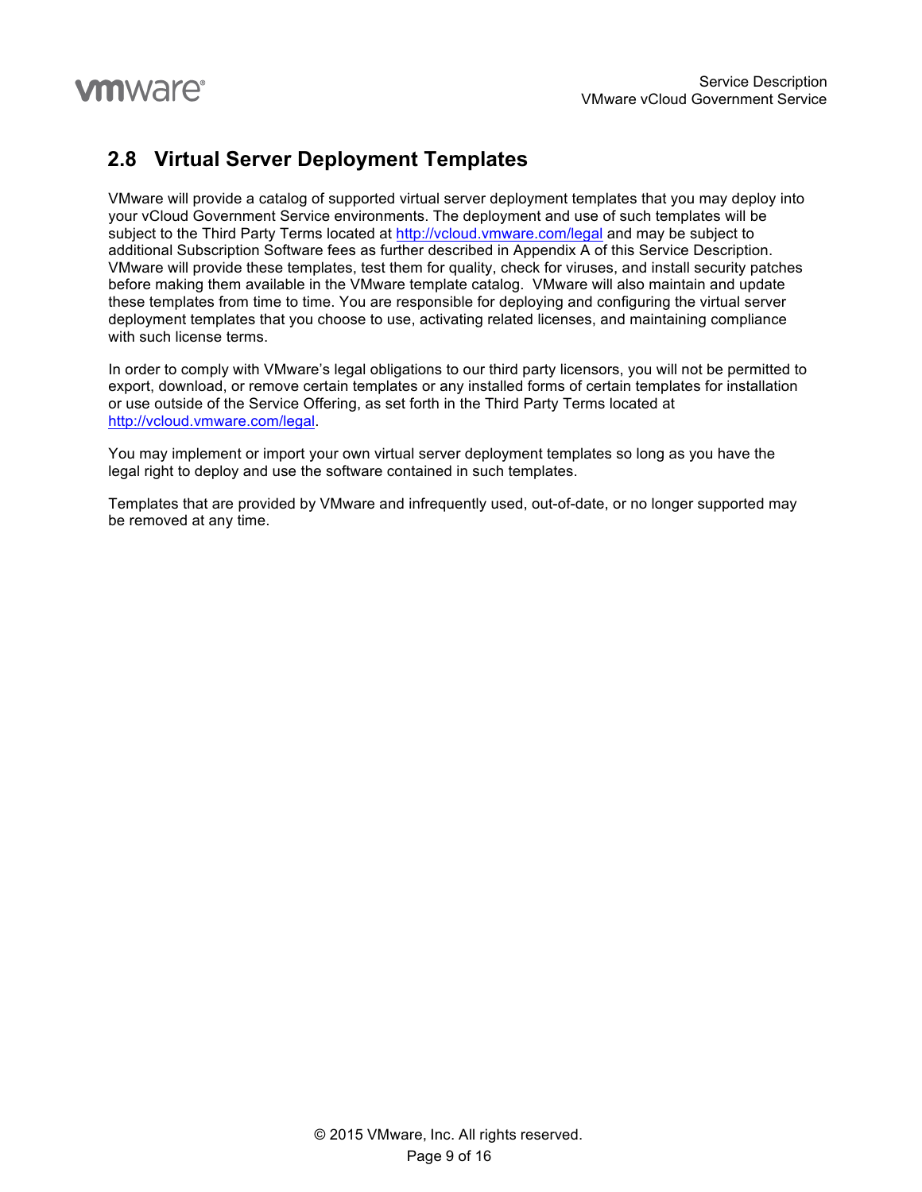## 2.8 Virtual Server Deployment Templates

VMware will provide a catalog of supported virtual server deployment templates that you may deploy into your vCloud Government Service environments. The deployment and use of such templates will be subject to the Third Party Terms located at http://vcloud.vmware.com/legal and may be subject to additional Subscription Software fees as further described in Appendix A of this Service Description. VMware will provide these templates, test them for quality, check for viruses, and install security patches before making them available in the VMware template catalog. VMware will also maintain and update these templates from time to time. You are responsible for deploying and configuring the virtual server deployment templates that you choose to use, activating related licenses, and maintaining compliance with such license terms.

In order to comply with VMware's legal obligations to our third party licensors, you will not be permitted to export, download, or remove certain templates or any installed forms of certain templates for installation or use outside of the Service Offering, as set forth in the Third Party Terms located at http://vcloud.vmware.com/legal.

You may implement or import your own virtual server deployment templates so long as you have the legal right to deploy and use the software contained in such templates.

Templates that are provided by VMware and infrequently used, out-of-date, or no longer supported may be removed at any time.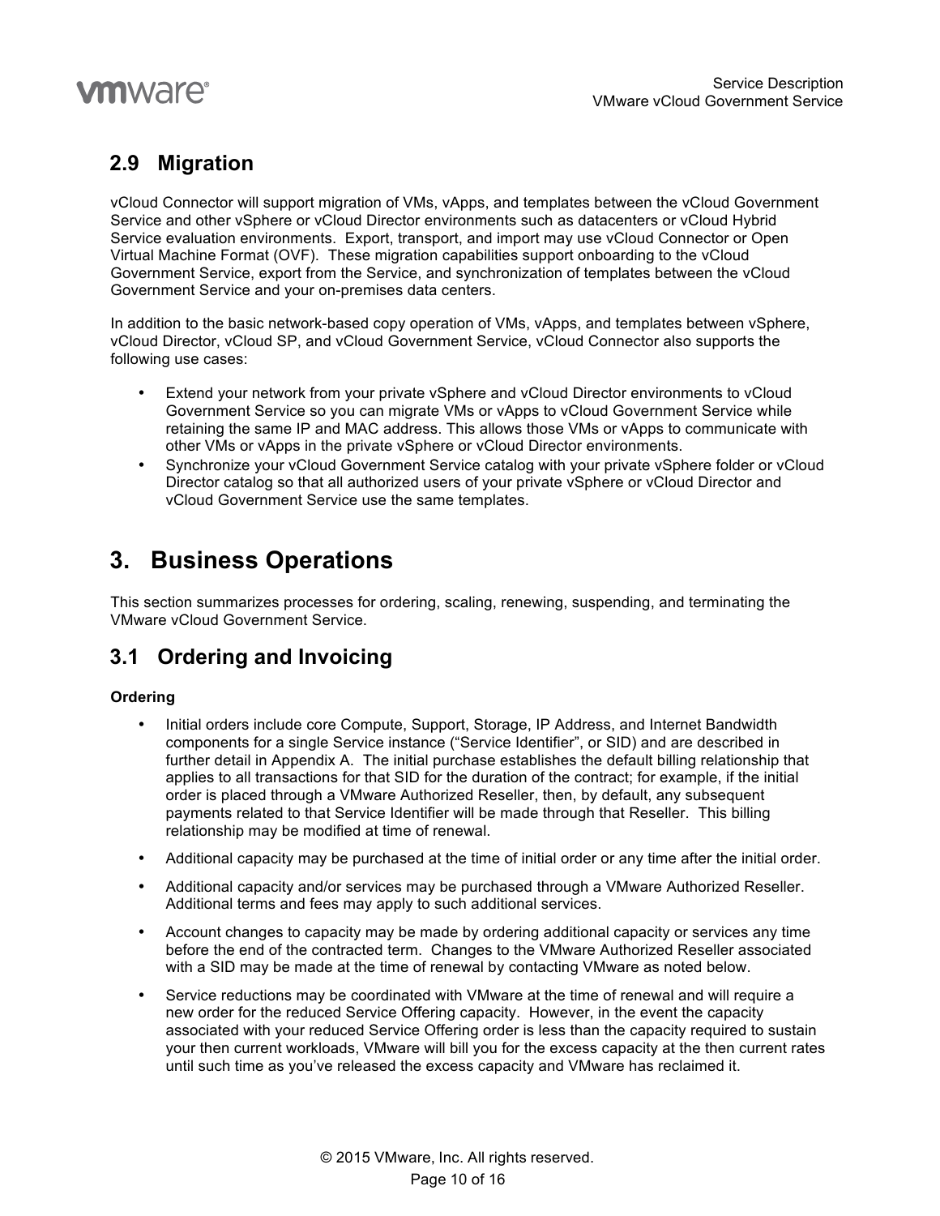## 2.9 Migration

vCloud Connector will support migration of VMs, vApps, and templates between the vCloud Government Service and other vSphere or vCloud Director environments such as datacenters or vCloud Hybrid Service evaluation environments. Export, transport, and import may use vCloud Connector or Open Virtual Machine Format (OVF). These migration capabilities support onboarding to the vCloud Government Service, export from the Service, and synchronization of templates between the vCloud Government Service and your on-premises data centers.

In addition to the basic network-based copy operation of VMs, vApps, and templates between vSphere, vCloud Director, vCloud SP, and vCloud Government Service, vCloud Connector also supports the following use cases:

- Extend your network from your private vSphere and vCloud Director environments to vCloud Government Service so you can migrate VMs or vApps to vCloud Government Service while retaining the same IP and MAC address. This allows those VMs or vApps to communicate with other VMs or vApps in the private vSphere or vCloud Director environments.
- Synchronize your vCloud Government Service catalog with your private vSphere folder or vCloud Director catalog so that all authorized users of your private vSphere or vCloud Director and vCloud Government Service use the same templates.

# 3. Business Operations

This section summarizes processes for ordering, scaling, renewing, suspending, and terminating the VMware vCloud Government Service.

## 3.1 Ordering and Invoicing

**Ordering**

- Initial orders include core Compute, Support, Storage, IP Address, and Internet Bandwidth components for a single Service instance (“Service Identifier”, or SID) and are described in further detail in Appendix A. The initial purchase establishes the default billing relationship that applies to all transactions for that SID for the duration of the contract; for example, if the initial order is placed through a VMware Authorized Reseller, then, by default, any subsequent payments related to that Service Identifier will be made through that Reseller. This billing relationship may be modified at time of renewal.
- Additional capacity may be purchased at the time of initial order or any time after the initial order.
- Additional capacity and/or services may be purchased through a VMware Authorized Reseller. Additional terms and fees may apply to such additional services.
- Account changes to capacity may be made by ordering additional capacity or services any time before the end of the contracted term. Changes to the VMware Authorized Reseller associated with a SID may be made at the time of renewal by contacting VMware as noted below.
- Service reductions may be coordinated with VMware at the time of renewal and will require a new order for the reduced Service Offering capacity. However, in the event the capacity associated with your reduced Service Offering order is less than the capacity required to sustain your then current workloads, VMware will bill you for the excess capacity at the then current rates until such time as you’ve released the excess capacity and VMware has reclaimed it.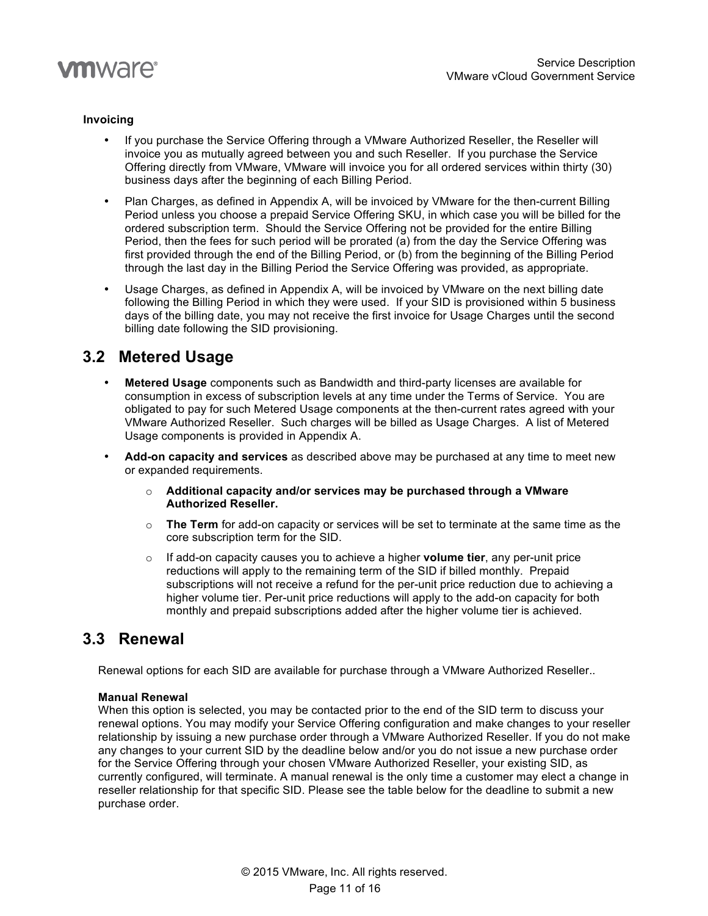**Invoicing**

- If you purchase the Service Offering through a VMware Authorized Reseller, the Reseller will invoice you as mutually agreed between you and such Reseller. If you purchase the Service Offering directly from VMware, VMware will invoice you for all ordered services within thirty (30) business days after the beginning of each Billing Period.
- Plan Charges, as defined in Appendix A, will be invoiced by VMware for the then-current Billing Period unless you choose a prepaid Service Offering SKU, in which case you will be billed for the ordered subscription term. Should the Service Offering not be provided for the entire Billing Period, then the fees for such period will be prorated (a) from the day the Service Offering was first provided through the end of the Billing Period, or (b) from the beginning of the Billing Period through the last day in the Billing Period the Service Offering was provided, as appropriate.
- Usage Charges, as defined in Appendix A, will be invoiced by VMware on the next billing date following the Billing Period in which they were used. If your SID is provisioned within 5 business days of the billing date, you may not receive the first invoice for Usage Charges until the second billing date following the SID provisioning.

## 3.2 Metered Usage

- **Metered Usage** components such as Bandwidth and third-party licenses are available for consumption in excess of subscription levels at any time under the Terms of Service. You are obligated to pay for such Metered Usage components at the then-current rates agreed with your VMware Authorized Reseller. Such charges will be billed as Usage Charges. A list of Metered Usage components is provided in Appendix A.
- **Add-on capacity and services** as described above may be purchased at any time to meet new or expanded requirements.
  - **Additional capacity and/or services may be purchased through a VMware Authorized Reseller.**
  - **The Term** for add-on capacity or services will be set to terminate at the same time as the core subscription term for the SID.
  - If add-on capacity causes you to achieve a higher **volume tier**, any per-unit price reductions will apply to the remaining term of the SID if billed monthly. Prepaid subscriptions will not receive a refund for the per-unit price reduction due to achieving a higher volume tier. Per-unit price reductions will apply to the add-on capacity for both monthly and prepaid subscriptions added after the higher volume tier is achieved.

## 3.3 Renewal

Renewal options for each SID are available for purchase through a VMware Authorized Reseller..

**Manual Renewal**
When this option is selected, you may be contacted prior to the end of the SID term to discuss your renewal options. You may modify your Service Offering configuration and make changes to your reseller relationship by issuing a new purchase order through a VMware Authorized Reseller. If you do not make any changes to your current SID by the deadline below and/or you do not issue a new purchase order for the Service Offering through your chosen VMware Authorized Reseller, your existing SID, as currently configured, will terminate. A manual renewal is the only time a customer may elect a change in reseller relationship for that specific SID. Please see the table below for the deadline to submit a new purchase order.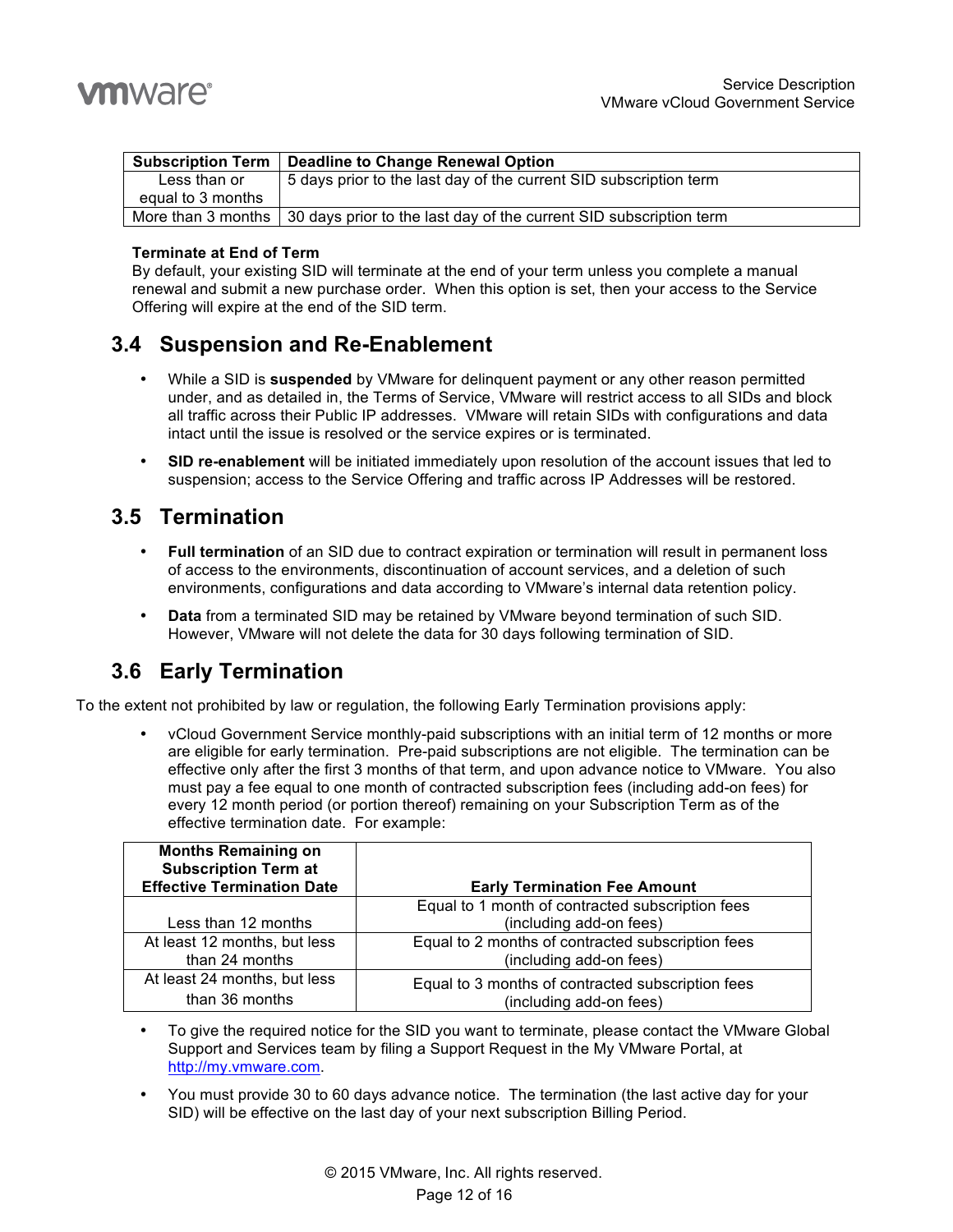| Subscription Term | Deadline to Change Renewal Option |
|---|---|
| Less than or equal to 3 months | 5 days prior to the last day of the current SID subscription term |
| More than 3 months | 30 days prior to the last day of the current SID subscription term |

**Terminate at End of Term**

By default, your existing SID will terminate at the end of your term unless you complete a manual renewal and submit a new purchase order. When this option is set, then your access to the Service Offering will expire at the end of the SID term.

## 3.4 Suspension and Re-Enablement

- While a SID is **suspended** by VMware for delinquent payment or any other reason permitted under, and as detailed in, the Terms of Service, VMware will restrict access to all SIDs and block all traffic across their Public IP addresses. VMware will retain SIDs with configurations and data intact until the issue is resolved or the service expires or is terminated.
- **SID re-enablement** will be initiated immediately upon resolution of the account issues that led to suspension; access to the Service Offering and traffic across IP Addresses will be restored.

## 3.5 Termination

- **Full termination** of an SID due to contract expiration or termination will result in permanent loss of access to the environments, discontinuation of account services, and a deletion of such environments, configurations and data according to VMware's internal data retention policy.
- **Data** from a terminated SID may be retained by VMware beyond termination of such SID. However, VMware will not delete the data for 30 days following termination of SID.

## 3.6 Early Termination

To the extent not prohibited by law or regulation, the following Early Termination provisions apply:

- vCloud Government Service monthly-paid subscriptions with an initial term of 12 months or more are eligible for early termination. Pre-paid subscriptions are not eligible. The termination can be effective only after the first 3 months of that term, and upon advance notice to VMware. You also must pay a fee equal to one month of contracted subscription fees (including add-on fees) for every 12 month period (or portion thereof) remaining on your Subscription Term as of the effective termination date. For example:

| Months Remaining on Subscription Term at Effective Termination Date | Early Termination Fee Amount |
|---|---|
| Less than 12 months | Equal to 1 month of contracted subscription fees (including add-on fees) |
| At least 12 months, but less than 24 months | Equal to 2 months of contracted subscription fees (including add-on fees) |
| At least 24 months, but less than 36 months | Equal to 3 months of contracted subscription fees (including add-on fees) |

- To give the required notice for the SID you want to terminate, please contact the VMware Global Support and Services team by filing a Support Request in the My VMware Portal, at http://my.vmware.com.
- You must provide 30 to 60 days advance notice. The termination (the last active day for your SID) will be effective on the last day of your next subscription Billing Period.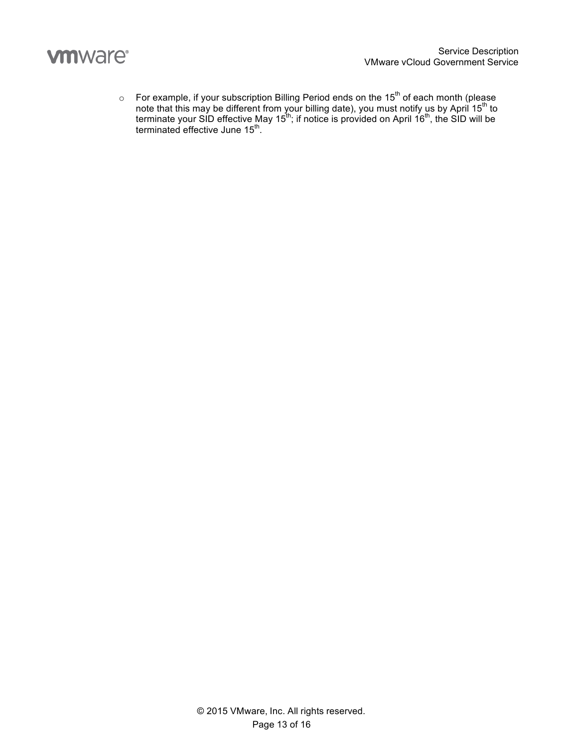- For example, if your subscription Billing Period ends on the 15th of each month (please note that this may be different from your billing date), you must notify us by April 15th to terminate your SID effective May 15th; if notice is provided on April 16th, the SID will be terminated effective June 15th.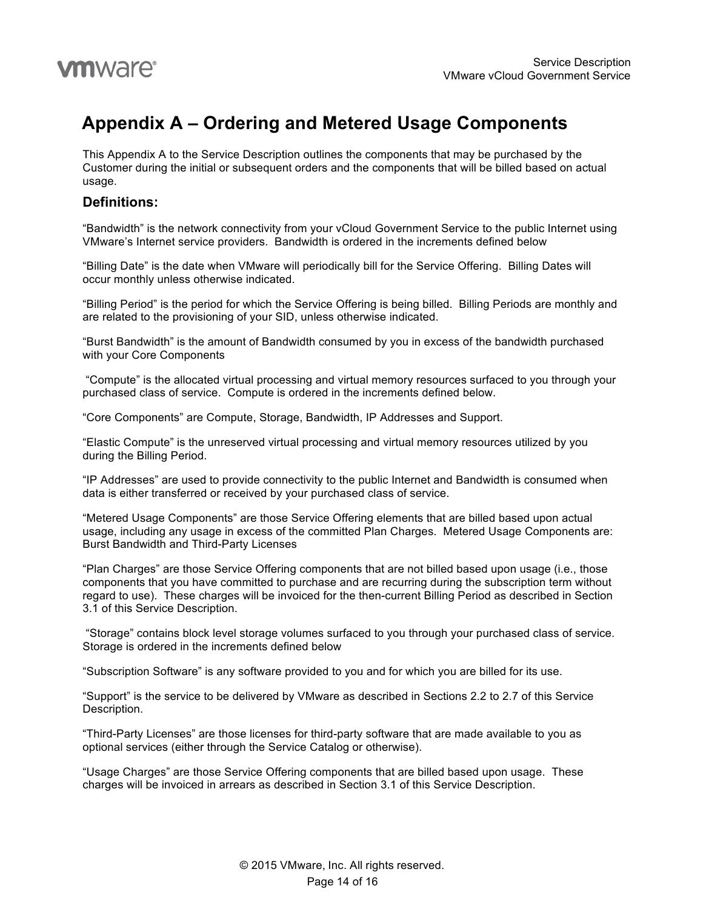# Appendix A – Ordering and Metered Usage Components

This Appendix A to the Service Description outlines the components that may be purchased by the Customer during the initial or subsequent orders and the components that will be billed based on actual usage.

### Definitions:

"Bandwidth" is the network connectivity from your vCloud Government Service to the public Internet using VMware's Internet service providers.  Bandwidth is ordered in the increments defined below

"Billing Date" is the date when VMware will periodically bill for the Service Offering.  Billing Dates will occur monthly unless otherwise indicated.

"Billing Period" is the period for which the Service Offering is being billed.  Billing Periods are monthly and are related to the provisioning of your SID, unless otherwise indicated.

"Burst Bandwidth" is the amount of Bandwidth consumed by you in excess of the bandwidth purchased with your Core Components

"Compute" is the allocated virtual processing and virtual memory resources surfaced to you through your purchased class of service.  Compute is ordered in the increments defined below.

"Core Components" are Compute, Storage, Bandwidth, IP Addresses and Support.

"Elastic Compute" is the unreserved virtual processing and virtual memory resources utilized by you during the Billing Period.

"IP Addresses" are used to provide connectivity to the public Internet and Bandwidth is consumed when data is either transferred or received by your purchased class of service.

"Metered Usage Components" are those Service Offering elements that are billed based upon actual usage, including any usage in excess of the committed Plan Charges.  Metered Usage Components are: Burst Bandwidth and Third-Party Licenses

"Plan Charges" are those Service Offering components that are not billed based upon usage (i.e., those components that you have committed to purchase and are recurring during the subscription term without regard to use).  These charges will be invoiced for the then-current Billing Period as described in Section 3.1 of this Service Description.

"Storage" contains block level storage volumes surfaced to you through your purchased class of service. Storage is ordered in the increments defined below

"Subscription Software" is any software provided to you and for which you are billed for its use.

"Support" is the service to be delivered by VMware as described in Sections 2.2 to 2.7 of this Service Description.

"Third-Party Licenses" are those licenses for third-party software that are made available to you as optional services (either through the Service Catalog or otherwise).

"Usage Charges" are those Service Offering components that are billed based upon usage.  These charges will be invoiced in arrears as described in Section 3.1 of this Service Description.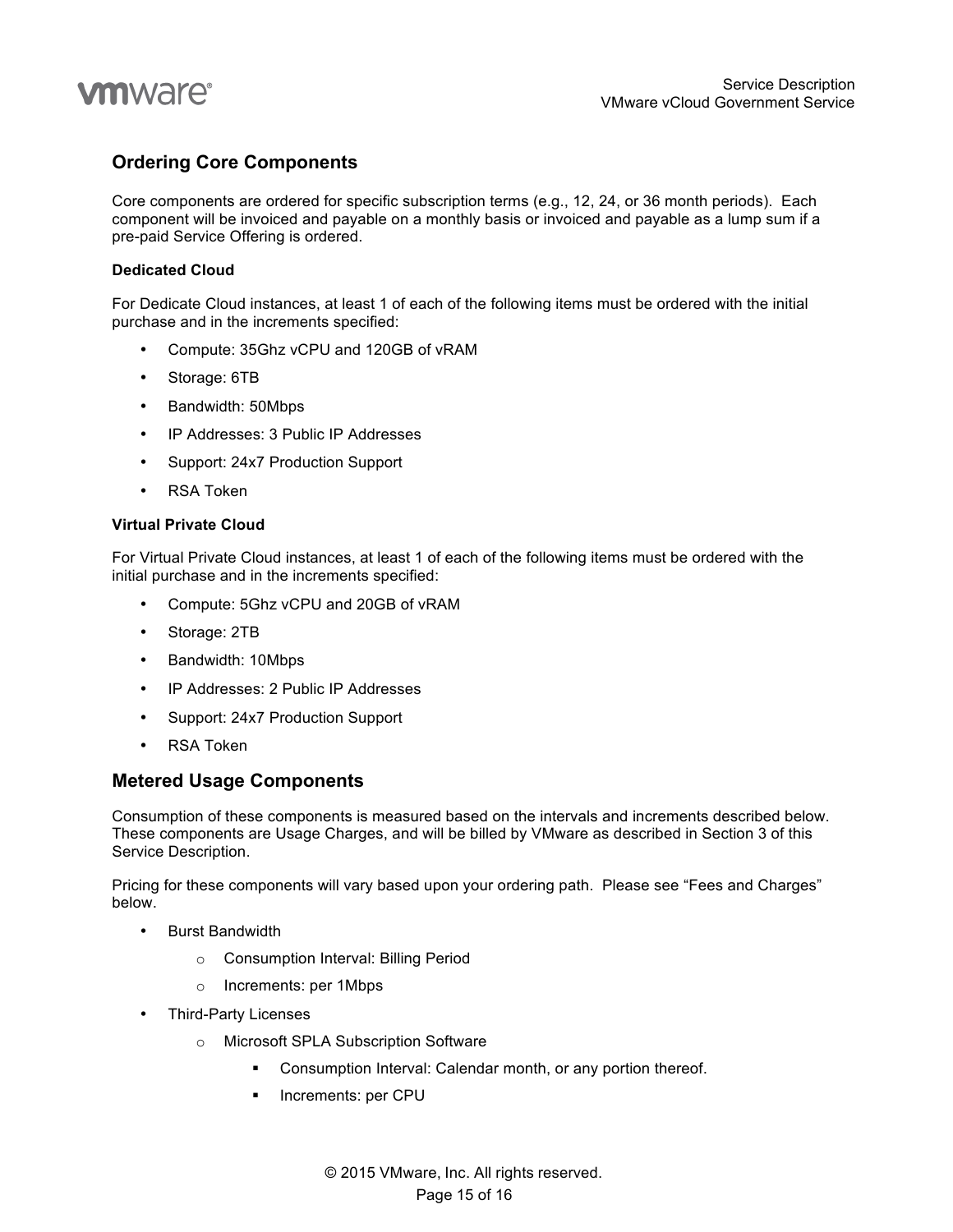## Ordering Core Components

Core components are ordered for specific subscription terms (e.g., 12, 24, or 36 month periods). Each component will be invoiced and payable on a monthly basis or invoiced and payable as a lump sum if a pre-paid Service Offering is ordered.

**Dedicated Cloud**

For Dedicate Cloud instances, at least 1 of each of the following items must be ordered with the initial purchase and in the increments specified:

- Compute: 35Ghz vCPU and 120GB of vRAM
- Storage: 6TB
- Bandwidth: 50Mbps
- IP Addresses: 3 Public IP Addresses
- Support: 24x7 Production Support
- RSA Token

**Virtual Private Cloud**

For Virtual Private Cloud instances, at least 1 of each of the following items must be ordered with the initial purchase and in the increments specified:

- Compute: 5Ghz vCPU and 20GB of vRAM
- Storage: 2TB
- Bandwidth: 10Mbps
- IP Addresses: 2 Public IP Addresses
- Support: 24x7 Production Support
- RSA Token

## Metered Usage Components

Consumption of these components is measured based on the intervals and increments described below. These components are Usage Charges, and will be billed by VMware as described in Section 3 of this Service Description.

Pricing for these components will vary based upon your ordering path. Please see "Fees and Charges" below.

- Burst Bandwidth
  - Consumption Interval: Billing Period
  - Increments: per 1Mbps
- Third-Party Licenses
  - Microsoft SPLA Subscription Software
    - Consumption Interval: Calendar month, or any portion thereof.
    - Increments: per CPU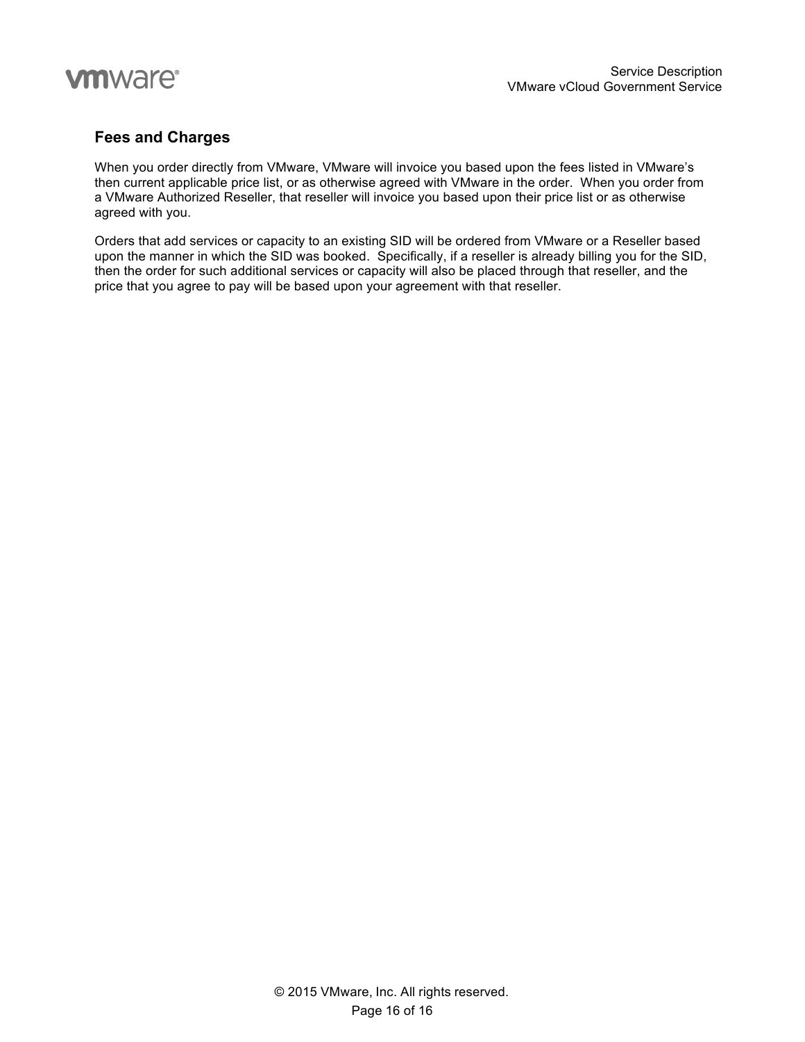## Fees and Charges

When you order directly from VMware, VMware will invoice you based upon the fees listed in VMware's then current applicable price list, or as otherwise agreed with VMware in the order. When you order from a VMware Authorized Reseller, that reseller will invoice you based upon their price list or as otherwise agreed with you.

Orders that add services or capacity to an existing SID will be ordered from VMware or a Reseller based upon the manner in which the SID was booked. Specifically, if a reseller is already billing you for the SID, then the order for such additional services or capacity will also be placed through that reseller, and the price that you agree to pay will be based upon your agreement with that reseller.